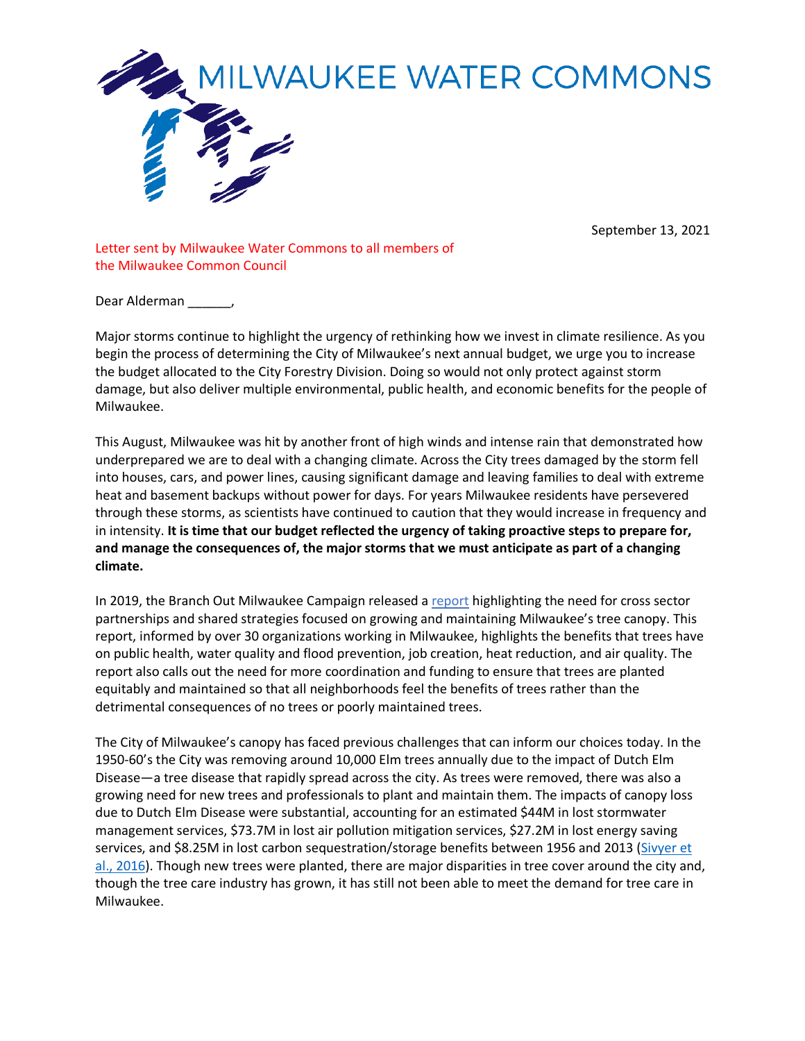# MILWAUKEE WATER COMMONS

September 13, 2021

Letter sent by Milwaukee Water Commons to all members of the Milwaukee Common Council

Dear Alderman ______,

Major storms continue to highlight the urgency of rethinking how we invest in climate resilience. As you begin the process of determining the City of Milwaukee's next annual budget, we urge you to increase the budget allocated to the City Forestry Division. Doing so would not only protect against storm damage, but also deliver multiple environmental, public health, and economic benefits for the people of Milwaukee.

This August, Milwaukee was hit by another front of high winds and intense rain that demonstrated how underprepared we are to deal with a changing climate. Across the City trees damaged by the storm fell into houses, cars, and power lines, causing significant damage and leaving families to deal with extreme heat and basement backups without power for days. For years Milwaukee residents have persevered through these storms, as scientists have continued to caution that they would increase in frequency and in intensity. **It is time that our budget reflected the urgency of taking proactive steps to prepare for, and manage the consequences of, the major storms that we must anticipate as part of a changing climate.**

In 2019, the Branch Out Milwaukee Campaign released a report highlighting the need for cross sector partnerships and shared strategies focused on growing and maintaining Milwaukee's tree canopy. This report, informed by over 30 organizations working in Milwaukee, highlights the benefits that trees have on public health, water quality and flood prevention, job creation, heat reduction, and air quality. The report also calls out the need for more coordination and funding to ensure that trees are planted equitably and maintained so that all neighborhoods feel the benefits of trees rather than the detrimental consequences of no trees or poorly maintained trees.

The City of Milwaukee's canopy has faced previous challenges that can inform our choices today. In the 1950-60's the City was removing around 10,000 Elm trees annually due to the impact of Dutch Elm Disease—a tree disease that rapidly spread across the city. As trees were removed, there was also a growing need for new trees and professionals to plant and maintain them. The impacts of canopy loss due to Dutch Elm Disease were substantial, accounting for an estimated $44M in lost stormwater management services, $73.7M in lost air pollution mitigation services, $27.2M in lost energy saving services, and $8.25M in lost carbon sequestration/storage benefits between 1956 and 2013 (Sivyer et al., 2016). Though new trees were planted, there are major disparities in tree cover around the city and, though the tree care industry has grown, it has still not been able to meet the demand for tree care in Milwaukee.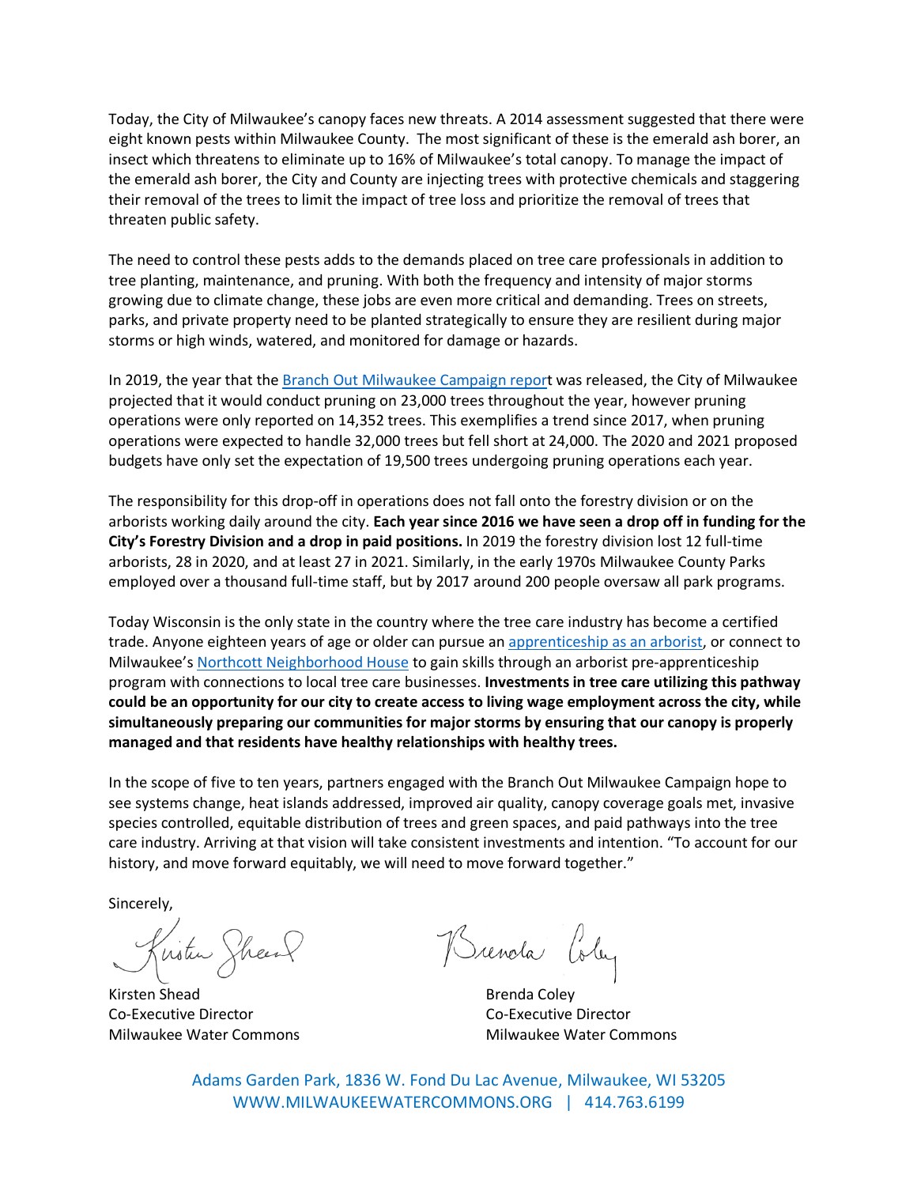Today, the City of Milwaukee's canopy faces new threats. A 2014 assessment suggested that there were eight known pests within Milwaukee County. The most significant of these is the emerald ash borer, an insect which threatens to eliminate up to 16% of Milwaukee's total canopy. To manage the impact of the emerald ash borer, the City and County are injecting trees with protective chemicals and staggering their removal of the trees to limit the impact of tree loss and prioritize the removal of trees that threaten public safety.

The need to control these pests adds to the demands placed on tree care professionals in addition to tree planting, maintenance, and pruning. With both the frequency and intensity of major storms growing due to climate change, these jobs are even more critical and demanding. Trees on streets, parks, and private property need to be planted strategically to ensure they are resilient during major storms or high winds, watered, and monitored for damage or hazards.

In 2019, the year that the Branch Out Milwaukee Campaign report was released, the City of Milwaukee projected that it would conduct pruning on 23,000 trees throughout the year, however pruning operations were only reported on 14,352 trees. This exemplifies a trend since 2017, when pruning operations were expected to handle 32,000 trees but fell short at 24,000. The 2020 and 2021 proposed budgets have only set the expectation of 19,500 trees undergoing pruning operations each year.

The responsibility for this drop-off in operations does not fall onto the forestry division or on the arborists working daily around the city. **Each year since 2016 we have seen a drop off in funding for the City's Forestry Division and a drop in paid positions.** In 2019 the forestry division lost 12 full-time arborists, 28 in 2020, and at least 27 in 2021. Similarly, in the early 1970s Milwaukee County Parks employed over a thousand full-time staff, but by 2017 around 200 people oversaw all park programs.

Today Wisconsin is the only state in the country where the tree care industry has become a certified trade. Anyone eighteen years of age or older can pursue an apprenticeship as an arborist, or connect to Milwaukee's Northcott Neighborhood House to gain skills through an arborist pre-apprenticeship program with connections to local tree care businesses. **Investments in tree care utilizing this pathway could be an opportunity for our city to create access to living wage employment across the city, while simultaneously preparing our communities for major storms by ensuring that our canopy is properly managed and that residents have healthy relationships with healthy trees.**

In the scope of five to ten years, partners engaged with the Branch Out Milwaukee Campaign hope to see systems change, heat islands addressed, improved air quality, canopy coverage goals met, invasive species controlled, equitable distribution of trees and green spaces, and paid pathways into the tree care industry. Arriving at that vision will take consistent investments and intention. "To account for our history, and move forward equitably, we will need to move forward together."

Sincerely,

Kirsten Shead
Co-Executive Director
Milwaukee Water Commons

Brenda Coley
Co-Executive Director
Milwaukee Water Commons

Adams Garden Park, 1836 W. Fond Du Lac Avenue, Milwaukee, WI 53205
WWW.MILWAUKEEWATERCOMMONS.ORG | 414.763.6199